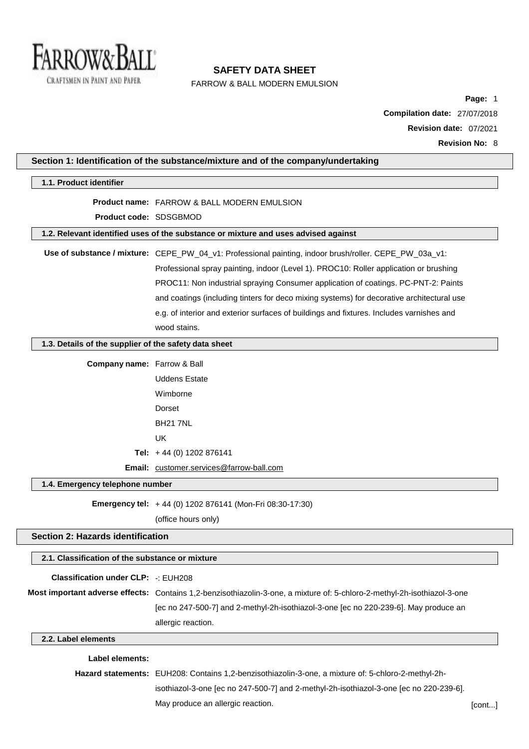# SAFETY DATA SHEET

FARROW & BALL MODERN EMULSION

**Page:** 1

**Compilation date:** 27/07/2018

**Revision date:** 07/2021

**Revision No:** 8

## Section 1: Identification of the substance/mixture and of the company/undertaking

### 1.1. Product identifier

**Product name:** FARROW & BALL MODERN EMULSION

**Product code:** SDSGBMOD

### 1.2. Relevant identified uses of the substance or mixture and uses advised against

**Use of substance / mixture:** CEPE_PW_04_v1: Professional painting, indoor brush/roller. CEPE_PW_03a_v1: Professional spray painting, indoor (Level 1). PROC10: Roller application or brushing PROC11: Non industrial spraying Consumer application of coatings. PC-PNT-2: Paints and coatings (including tinters for deco mixing systems) for decorative architectural use e.g. of interior and exterior surfaces of buildings and fixtures. Includes varnishes and wood stains.

### 1.3. Details of the supplier of the safety data sheet

**Company name:** Farrow & Ball

Uddens Estate

Wimborne

Dorset

BH21 7NL

UK

**Tel:** + 44 (0) 1202 876141

**Email:** customer.services@farrow-ball.com

### 1.4. Emergency telephone number

**Emergency tel:** + 44 (0) 1202 876141 (Mon-Fri 08:30-17:30)

(office hours only)

## Section 2: Hazards identification

### 2.1. Classification of the substance or mixture

**Classification under CLP:** -: EUH208

**Most important adverse effects:** Contains 1,2-benzisothiazolin-3-one, a mixture of: 5-chloro-2-methyl-2h-isothiazol-3-one [ec no 247-500-7] and 2-methyl-2h-isothiazol-3-one [ec no 220-239-6]. May produce an allergic reaction.

### 2.2. Label elements

**Label elements:**

**Hazard statements:** EUH208: Contains 1,2-benzisothiazolin-3-one, a mixture of: 5-chloro-2-methyl-2h-isothiazol-3-one [ec no 247-500-7] and 2-methyl-2h-isothiazol-3-one [ec no 220-239-6]. May produce an allergic reaction.

[cont...]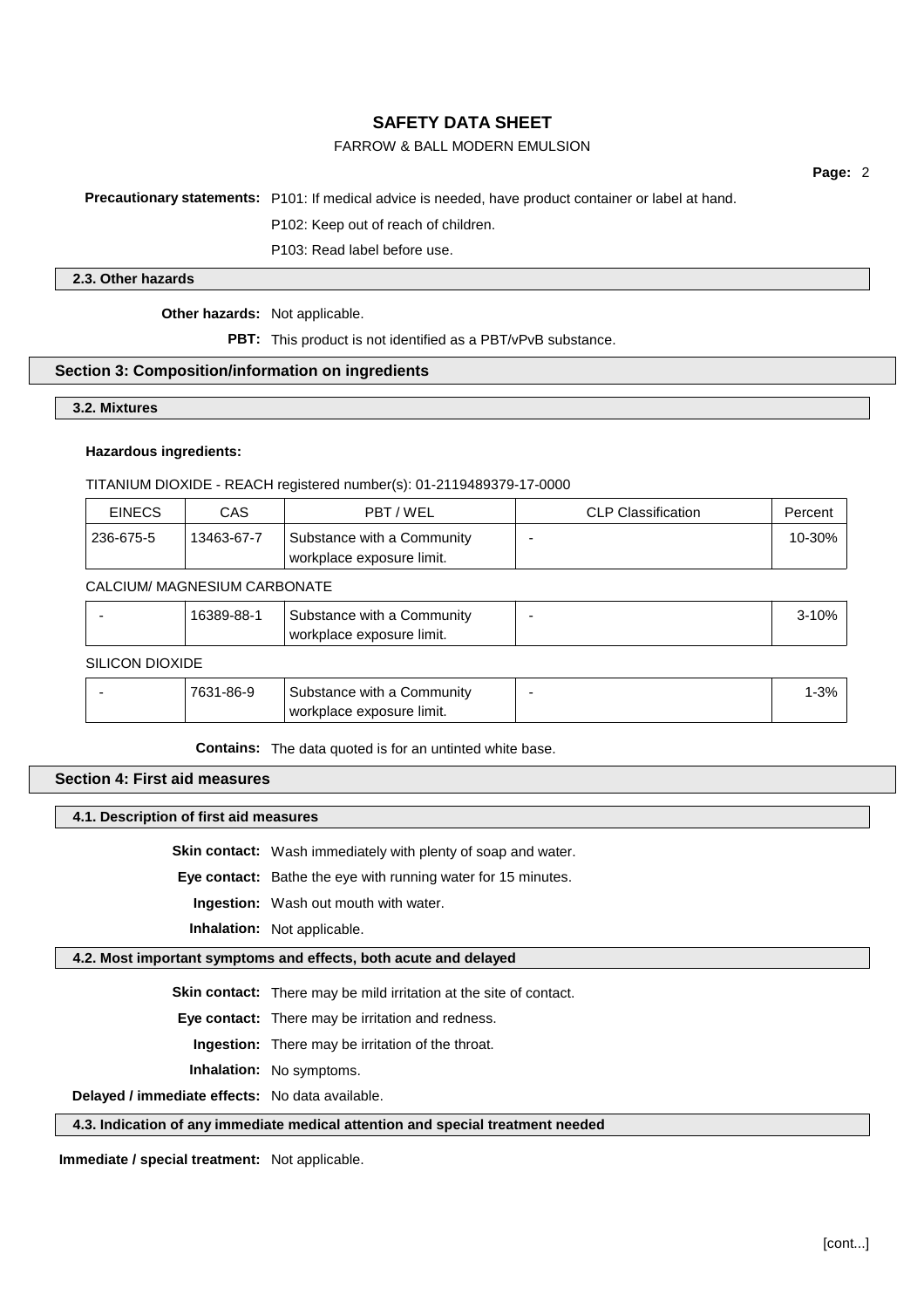**Precautionary statements:** P101: If medical advice is needed, have product container or label at hand.

P102: Keep out of reach of children.

P103: Read label before use.

### 2.3. Other hazards

**Other hazards:** Not applicable.

**PBT:** This product is not identified as a PBT/vPvB substance.

## Section 3: Composition/information on ingredients

### 3.2. Mixtures

**Hazardous ingredients:**

TITANIUM DIOXIDE - REACH registered number(s): 01-2119489379-17-0000

| EINECS | CAS | PBT / WEL | CLP Classification | Percent |
|---|---|---|---|---|
| 236-675-5 | 13463-67-7 | Substance with a Community workplace exposure limit. | - | 10-30% |

CALCIUM/ MAGNESIUM CARBONATE

| EINECS | CAS | PBT / WEL | CLP Classification | Percent |
|---|---|---|---|---|
| - | 16389-88-1 | Substance with a Community workplace exposure limit. | - | 3-10% |

SILICON DIOXIDE

| EINECS | CAS | PBT / WEL | CLP Classification | Percent |
|---|---|---|---|---|
| - | 7631-86-9 | Substance with a Community workplace exposure limit. | - | 1-3% |

**Contains:** The data quoted is for an untinted white base.

## Section 4: First aid measures

### 4.1. Description of first aid measures

**Skin contact:** Wash immediately with plenty of soap and water.

**Eye contact:** Bathe the eye with running water for 15 minutes.

**Ingestion:** Wash out mouth with water.

**Inhalation:** Not applicable.

### 4.2. Most important symptoms and effects, both acute and delayed

**Skin contact:** There may be mild irritation at the site of contact.

**Eye contact:** There may be irritation and redness.

**Ingestion:** There may be irritation of the throat.

**Inhalation:** No symptoms.

**Delayed / immediate effects:** No data available.

### 4.3. Indication of any immediate medical attention and special treatment needed

**Immediate / special treatment:** Not applicable.

[cont...]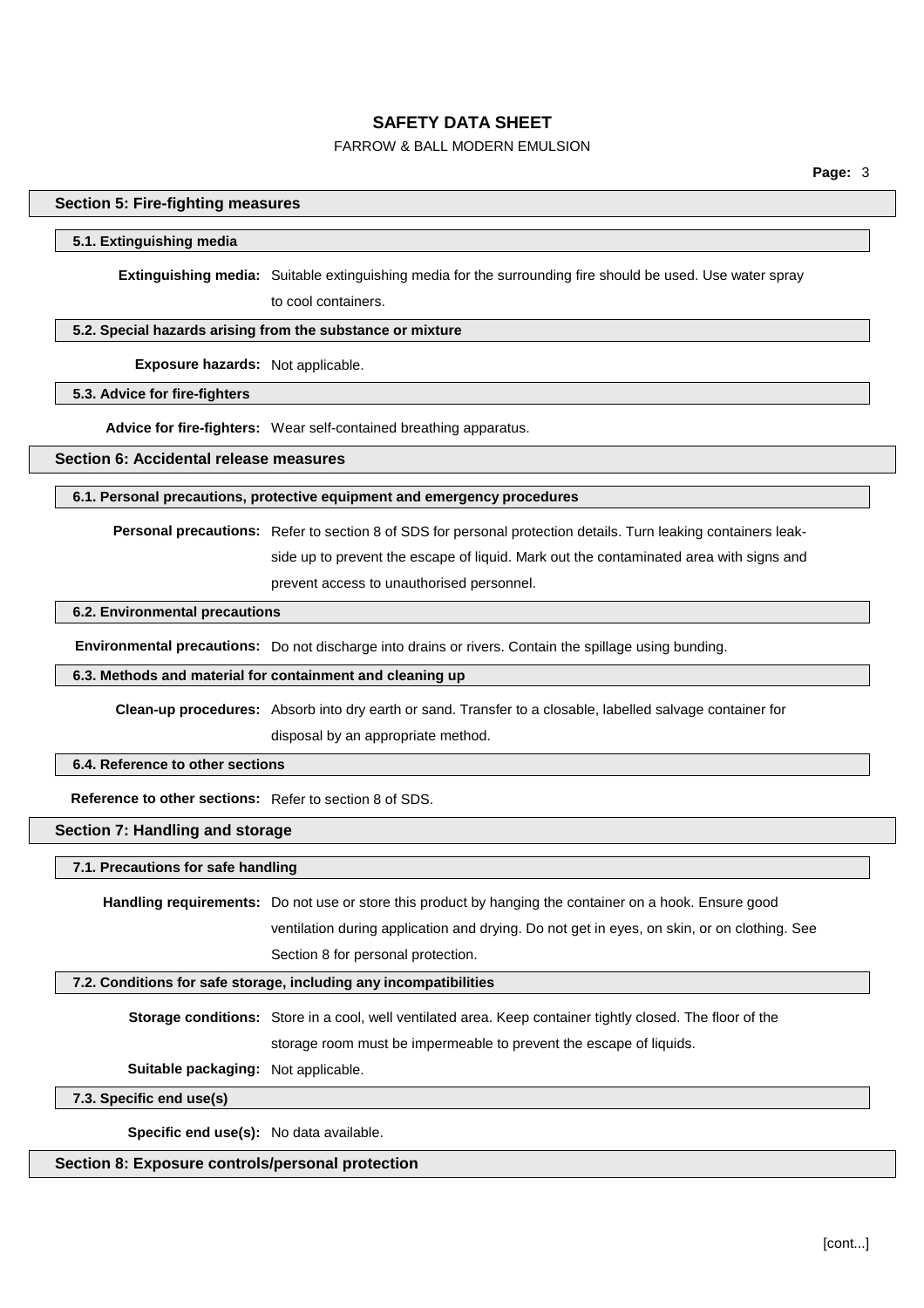## Section 5: Fire-fighting measures

### 5.1. Extinguishing media

**Extinguishing media:** Suitable extinguishing media for the surrounding fire should be used. Use water spray to cool containers.

### 5.2. Special hazards arising from the substance or mixture

**Exposure hazards:** Not applicable.

### 5.3. Advice for fire-fighters

**Advice for fire-fighters:** Wear self-contained breathing apparatus.

## Section 6: Accidental release measures

### 6.1. Personal precautions, protective equipment and emergency procedures

**Personal precautions:** Refer to section 8 of SDS for personal protection details. Turn leaking containers leak-side up to prevent the escape of liquid. Mark out the contaminated area with signs and prevent access to unauthorised personnel.

### 6.2. Environmental precautions

**Environmental precautions:** Do not discharge into drains or rivers. Contain the spillage using bunding.

### 6.3. Methods and material for containment and cleaning up

**Clean-up procedures:** Absorb into dry earth or sand. Transfer to a closable, labelled salvage container for disposal by an appropriate method.

### 6.4. Reference to other sections

**Reference to other sections:** Refer to section 8 of SDS.

## Section 7: Handling and storage

### 7.1. Precautions for safe handling

**Handling requirements:** Do not use or store this product by hanging the container on a hook. Ensure good ventilation during application and drying. Do not get in eyes, on skin, or on clothing. See Section 8 for personal protection.

### 7.2. Conditions for safe storage, including any incompatibilities

**Storage conditions:** Store in a cool, well ventilated area. Keep container tightly closed. The floor of the storage room must be impermeable to prevent the escape of liquids.

**Suitable packaging:** Not applicable.

### 7.3. Specific end use(s)

**Specific end use(s):** No data available.

## Section 8: Exposure controls/personal protection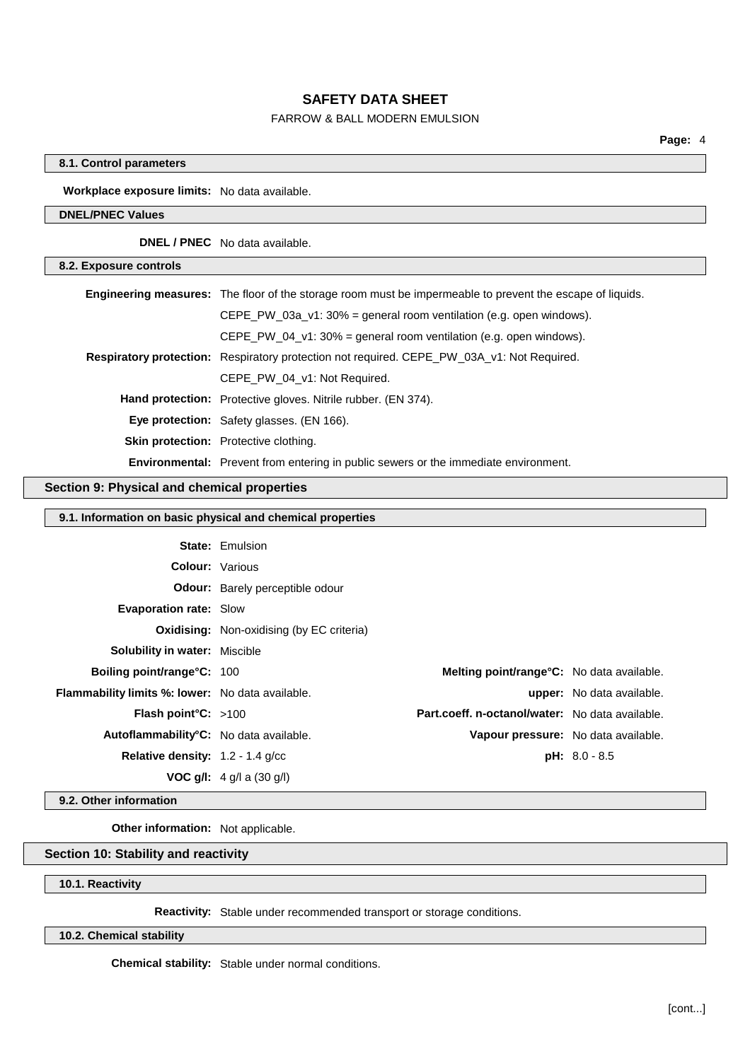### 8.1. Control parameters

**Workplace exposure limits:** No data available.

### DNEL/PNEC Values

**DNEL / PNEC** No data available.

### 8.2. Exposure controls

**Engineering measures:** The floor of the storage room must be impermeable to prevent the escape of liquids.
CEPE_PW_03a_v1: 30% = general room ventilation (e.g. open windows).
CEPE_PW_04_v1: 30% = general room ventilation (e.g. open windows).

**Respiratory protection:** Respiratory protection not required. CEPE_PW_03A_v1: Not Required.
CEPE_PW_04_v1: Not Required.

**Hand protection:** Protective gloves. Nitrile rubber. (EN 374).

**Eye protection:** Safety glasses. (EN 166).

**Skin protection:** Protective clothing.

**Environmental:** Prevent from entering in public sewers or the immediate environment.

## Section 9: Physical and chemical properties

### 9.1. Information on basic physical and chemical properties

**State:** Emulsion

**Colour:** Various

**Odour:** Barely perceptible odour

**Evaporation rate:** Slow

**Oxidising:** Non-oxidising (by EC criteria)

**Solubility in water:** Miscible

| | | | |
|---|---|---|---|
| **Boiling point/range°C:** | 100 | **Melting point/range°C:** | No data available. |
| **Flammability limits %: lower:** | No data available. | **upper:** | No data available. |
| **Flash point°C:** | >100 | **Part.coeff. n-octanol/water:** | No data available. |
| **Autoflammability°C:** | No data available. | **Vapour pressure:** | No data available. |
| **Relative density:** | 1.2 - 1.4 g/cc | **pH:** | 8.0 - 8.5 |
| **VOC g/l:** | 4 g/l a (30 g/l) | | |

### 9.2. Other information

**Other information:** Not applicable.

## Section 10: Stability and reactivity

### 10.1. Reactivity

**Reactivity:** Stable under recommended transport or storage conditions.

### 10.2. Chemical stability

**Chemical stability:** Stable under normal conditions.

[cont...]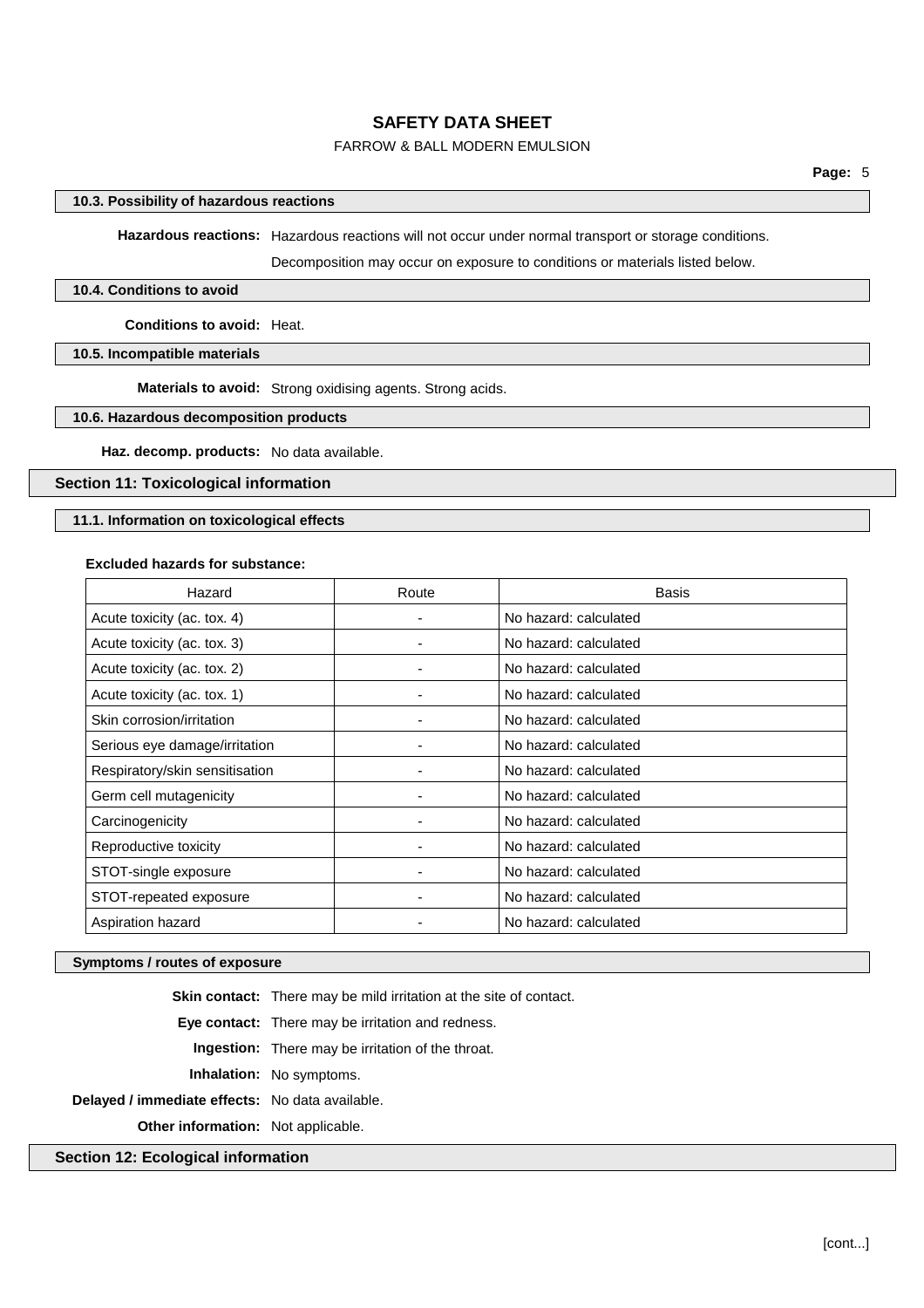### 10.3. Possibility of hazardous reactions

**Hazardous reactions:** Hazardous reactions will not occur under normal transport or storage conditions.

Decomposition may occur on exposure to conditions or materials listed below.

### 10.4. Conditions to avoid

**Conditions to avoid:** Heat.

### 10.5. Incompatible materials

**Materials to avoid:** Strong oxidising agents. Strong acids.

### 10.6. Hazardous decomposition products

**Haz. decomp. products:** No data available.

## Section 11: Toxicological information

### 11.1. Information on toxicological effects

**Excluded hazards for substance:**

| Hazard | Route | Basis |
|---|---|---|
| Acute toxicity (ac. tox. 4) | - | No hazard: calculated |
| Acute toxicity (ac. tox. 3) | - | No hazard: calculated |
| Acute toxicity (ac. tox. 2) | - | No hazard: calculated |
| Acute toxicity (ac. tox. 1) | - | No hazard: calculated |
| Skin corrosion/irritation | - | No hazard: calculated |
| Serious eye damage/irritation | - | No hazard: calculated |
| Respiratory/skin sensitisation | - | No hazard: calculated |
| Germ cell mutagenicity | - | No hazard: calculated |
| Carcinogenicity | - | No hazard: calculated |
| Reproductive toxicity | - | No hazard: calculated |
| STOT-single exposure | - | No hazard: calculated |
| STOT-repeated exposure | - | No hazard: calculated |
| Aspiration hazard | - | No hazard: calculated |

### Symptoms / routes of exposure

**Skin contact:** There may be mild irritation at the site of contact.

**Eye contact:** There may be irritation and redness.

**Ingestion:** There may be irritation of the throat.

**Inhalation:** No symptoms.

**Delayed / immediate effects:** No data available.

**Other information:** Not applicable.

## Section 12: Ecological information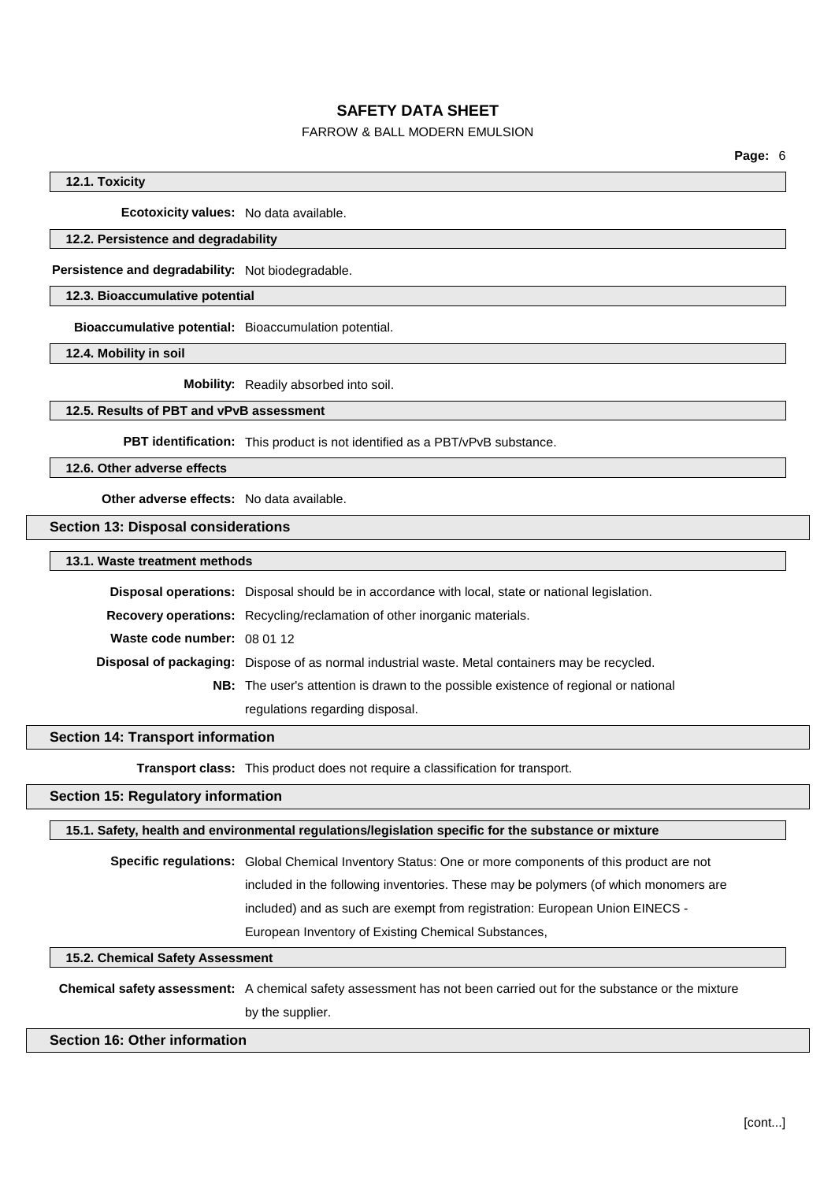### 12.1. Toxicity

**Ecotoxicity values:** No data available.

### 12.2. Persistence and degradability

**Persistence and degradability:** Not biodegradable.

### 12.3. Bioaccumulative potential

**Bioaccumulative potential:** Bioaccumulation potential.

### 12.4. Mobility in soil

**Mobility:** Readily absorbed into soil.

### 12.5. Results of PBT and vPvB assessment

**PBT identification:** This product is not identified as a PBT/vPvB substance.

### 12.6. Other adverse effects

**Other adverse effects:** No data available.

## Section 13: Disposal considerations

### 13.1. Waste treatment methods

**Disposal operations:** Disposal should be in accordance with local, state or national legislation.

**Recovery operations:** Recycling/reclamation of other inorganic materials.

**Waste code number:** 08 01 12

**Disposal of packaging:** Dispose of as normal industrial waste. Metal containers may be recycled.

**NB:** The user's attention is drawn to the possible existence of regional or national regulations regarding disposal.

## Section 14: Transport information

**Transport class:** This product does not require a classification for transport.

## Section 15: Regulatory information

### 15.1. Safety, health and environmental regulations/legislation specific for the substance or mixture

**Specific regulations:** Global Chemical Inventory Status: One or more components of this product are not included in the following inventories. These may be polymers (of which monomers are included) and as such are exempt from registration: European Union EINECS - European Inventory of Existing Chemical Substances,

### 15.2. Chemical Safety Assessment

**Chemical safety assessment:** A chemical safety assessment has not been carried out for the substance or the mixture by the supplier.

## Section 16: Other information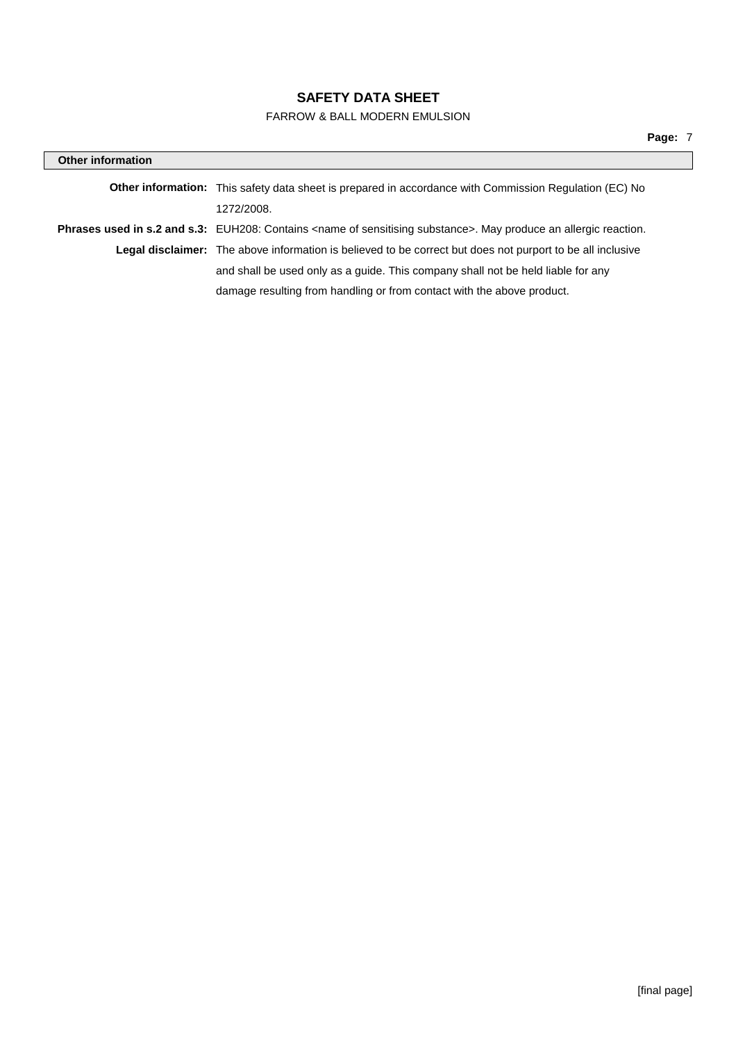## Other information

**Other information:** This safety data sheet is prepared in accordance with Commission Regulation (EC) No 1272/2008.

**Phrases used in s.2 and s.3:** EUH208: Contains <name of sensitising substance>. May produce an allergic reaction.

**Legal disclaimer:** The above information is believed to be correct but does not purport to be all inclusive and shall be used only as a guide. This company shall not be held liable for any damage resulting from handling or from contact with the above product.

[final page]